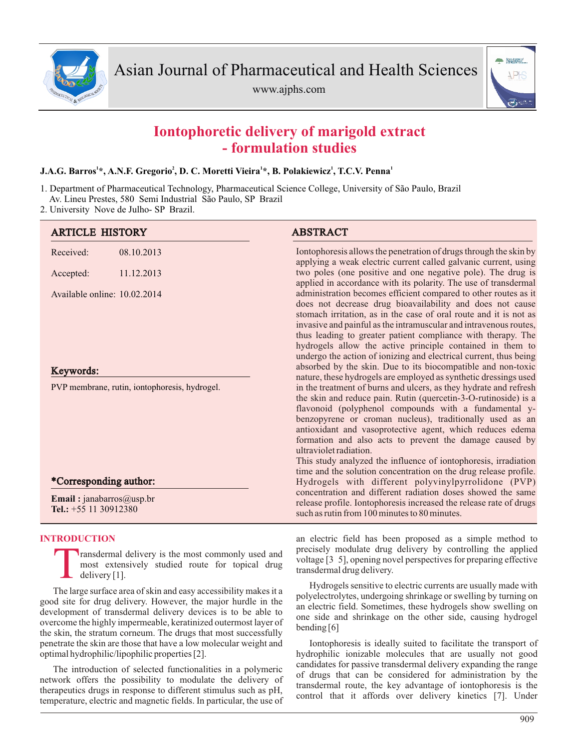# Iontophoretic delivery of marigold extract - formulation studies

**J.A.G. Barros[1]*, A.N.F. Gregorio[2], D. C. Moretti Vieira[1]*, B. Polakiewicz[1], T.C.V. Penna[1]**

1. Department of Pharmaceutical Technology, Pharmaceutical Science College, University of São Paulo, Brazil Av. Lineu Prestes, 580 Semi Industrial São Paulo, SP Brazil
2. University Nove de Julho- SP Brazil.

## ARTICLE HISTORY

Received: 08.10.2013

Accepted: 11.12.2013

Available online: 10.02.2014

## Keywords:

PVP membrane, rutin, iontophoresis, hydrogel.

## *Corresponding author:

**Email :** janabarros@usp.br
**Tel.:** +55 11 30912380

## ABSTRACT

Iontophoresis allows the penetration of drugs through the skin by applying a weak electric current called galvanic current, using two poles (one positive and one negative pole). The drug is applied in accordance with its polarity. The use of transdermal administration becomes efficient compared to other routes as it does not decrease drug bioavailability and does not cause stomach irritation, as in the case of oral route and it is not as invasive and painful as the intramuscular and intravenous routes, thus leading to greater patient compliance with therapy. The hydrogels allow the active principle contained in them to undergo the action of ionizing and electrical current, thus being absorbed by the skin. Due to its biocompatible and non-toxic nature, these hydrogels are employed as synthetic dressings used in the treatment of burns and ulcers, as they hydrate and refresh the skin and reduce pain. Rutin (quercetin-3-O-rutinoside) is a flavonoid (polyphenol compounds with a fundamental y-benzopyrene or croman nucleus), traditionally used as an antioxidant and vasoprotective agent, which reduces edema formation and also acts to prevent the damage caused by ultraviolet radiation.

This study analyzed the influence of iontophoresis, irradiation time and the solution concentration on the drug release profile. Hydrogels with different polyvinylpyrrolidone (PVP) concentration and different radiation doses showed the same release profile. Iontophoresis increased the release rate of drugs such as rutin from 100 minutes to 80 minutes.

## INTRODUCTION

Transdermal delivery is the most commonly used and most extensively studied route for topical drug delivery [1].

The large surface area of skin and easy accessibility makes it a good site for drug delivery. However, the major hurdle in the development of transdermal delivery devices is to be able to overcome the highly impermeable, keratinized outermost layer of the skin, the stratum corneum. The drugs that most successfully penetrate the skin are those that have a low molecular weight and optimal hydrophilic/lipophilic properties [2].

The introduction of selected functionalities in a polymeric network offers the possibility to modulate the delivery of therapeutics drugs in response to different stimulus such as pH, temperature, electric and magnetic fields. In particular, the use of an electric field has been proposed as a simple method to precisely modulate drug delivery by controlling the applied voltage [3 5], opening novel perspectives for preparing effective transdermal drug delivery.

Hydrogels sensitive to electric currents are usually made with polyelectrolytes, undergoing shrinkage or swelling by turning on an electric field. Sometimes, these hydrogels show swelling on one side and shrinkage on the other side, causing hydrogel bending [6]

Iontophoresis is ideally suited to facilitate the transport of hydrophilic ionizable molecules that are usually not good candidates for passive transdermal delivery expanding the range of drugs that can be considered for administration by the transdermal route, the key advantage of iontophoresis is the control that it affords over delivery kinetics [7]. Under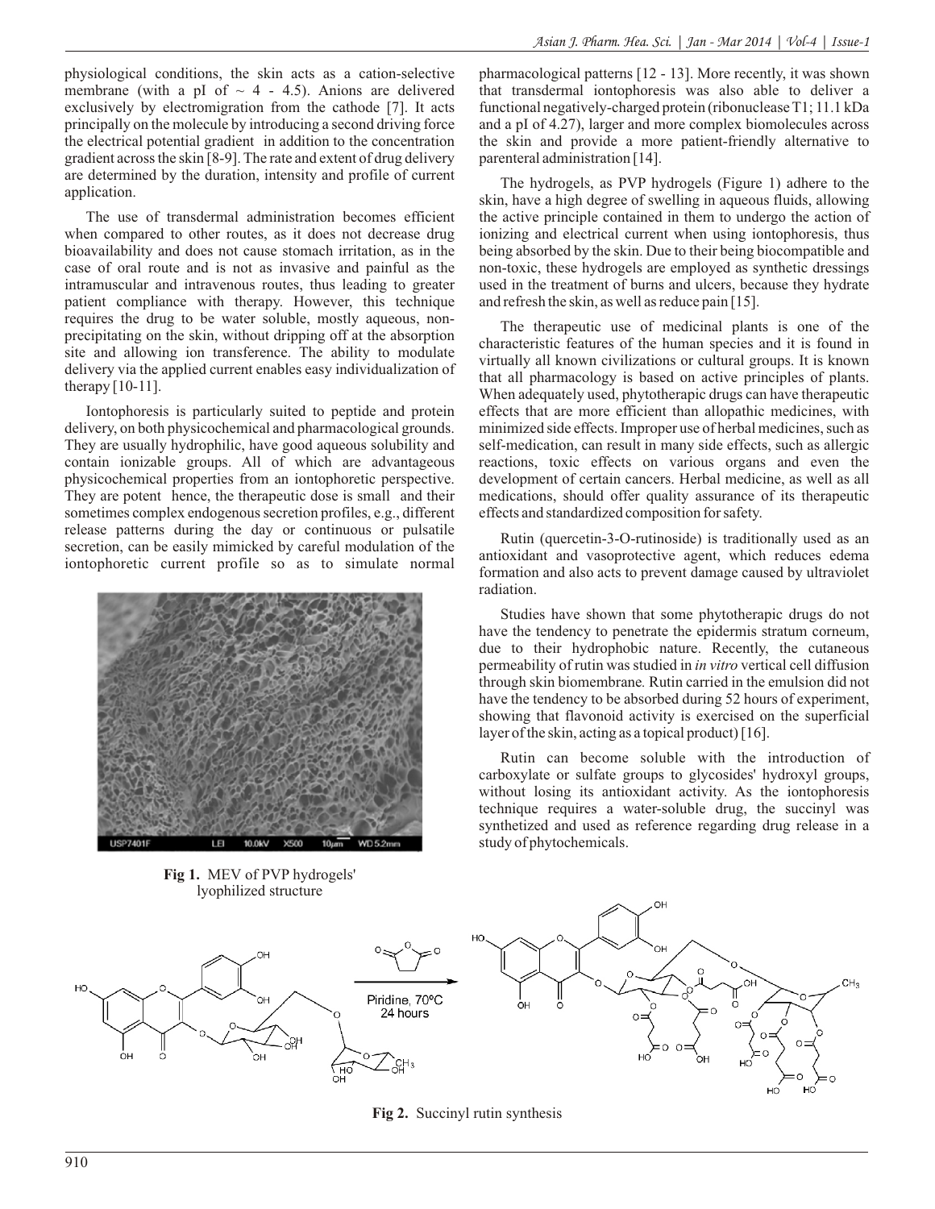physiological conditions, the skin acts as a cation-selective membrane (with a pI of ~ 4 - 4.5). Anions are delivered exclusively by electromigration from the cathode [7]. It acts principally on the molecule by introducing a second driving force the electrical potential gradient in addition to the concentration gradient across the skin [8-9]. The rate and extent of drug delivery are determined by the duration, intensity and profile of current application.

The use of transdermal administration becomes efficient when compared to other routes, as it does not decrease drug bioavailability and does not cause stomach irritation, as in the case of oral route and is not as invasive and painful as the intramuscular and intravenous routes, thus leading to greater patient compliance with therapy. However, this technique requires the drug to be water soluble, mostly aqueous, non-precipitating on the skin, without dripping off at the absorption site and allowing ion transference. The ability to modulate delivery via the applied current enables easy individualization of therapy [10-11].

Iontophoresis is particularly suited to peptide and protein delivery, on both physicochemical and pharmacological grounds. They are usually hydrophilic, have good aqueous solubility and contain ionizable groups. All of which are advantageous physicochemical properties from an iontophoretic perspective. They are potent hence, the therapeutic dose is small and their sometimes complex endogenous secretion profiles, e.g., different release patterns during the day or continuous or pulsatile secretion, can be easily mimicked by careful modulation of the iontophoretic current profile so as to simulate normal pharmacological patterns [12 - 13]. More recently, it was shown that transdermal iontophoresis was also able to deliver a functional negatively-charged protein (ribonuclease T1; 11.1 kDa and a pI of 4.27), larger and more complex biomolecules across the skin and provide a more patient-friendly alternative to parenteral administration [14].

**Fig 1.** MEV of PVP hydrogels' lyophilized structure

The hydrogels, as PVP hydrogels (Figure 1) adhere to the skin, have a high degree of swelling in aqueous fluids, allowing the active principle contained in them to undergo the action of ionizing and electrical current when using iontophoresis, thus being absorbed by the skin. Due to their being biocompatible and non-toxic, these hydrogels are employed as synthetic dressings used in the treatment of burns and ulcers, because they hydrate and refresh the skin, as well as reduce pain [15].

The therapeutic use of medicinal plants is one of the characteristic features of the human species and it is found in virtually all known civilizations or cultural groups. It is known that all pharmacology is based on active principles of plants. When adequately used, phytotherapic drugs can have therapeutic effects that are more efficient than allopathic medicines, with minimized side effects. Improper use of herbal medicines, such as self-medication, can result in many side effects, such as allergic reactions, toxic effects on various organs and even the development of certain cancers. Herbal medicine, as well as all medications, should offer quality assurance of its therapeutic effects and standardized composition for safety.

Rutin (quercetin-3-O-rutinoside) is traditionally used as an antioxidant and vasoprotective agent, which reduces edema formation and also acts to prevent damage caused by ultraviolet radiation.

Studies have shown that some phytotherapic drugs do not have the tendency to penetrate the epidermis stratum corneum, due to their hydrophobic nature. Recently, the cutaneous permeability of rutin was studied in *in vitro* vertical cell diffusion through skin biomembrane. Rutin carried in the emulsion did not have the tendency to be absorbed during 52 hours of experiment, showing that flavonoid activity is exercised on the superficial layer of the skin, acting as a topical product) [16].

Rutin can become soluble with the introduction of carboxylate or sulfate groups to glycosides' hydroxyl groups, without losing its antioxidant activity. As the iontophoresis technique requires a water-soluble drug, the succinyl was synthetized and used as reference regarding drug release in a study of phytochemicals.

Piridine, 70ºC
24 hours

**Fig 2.** Succinyl rutin synthesis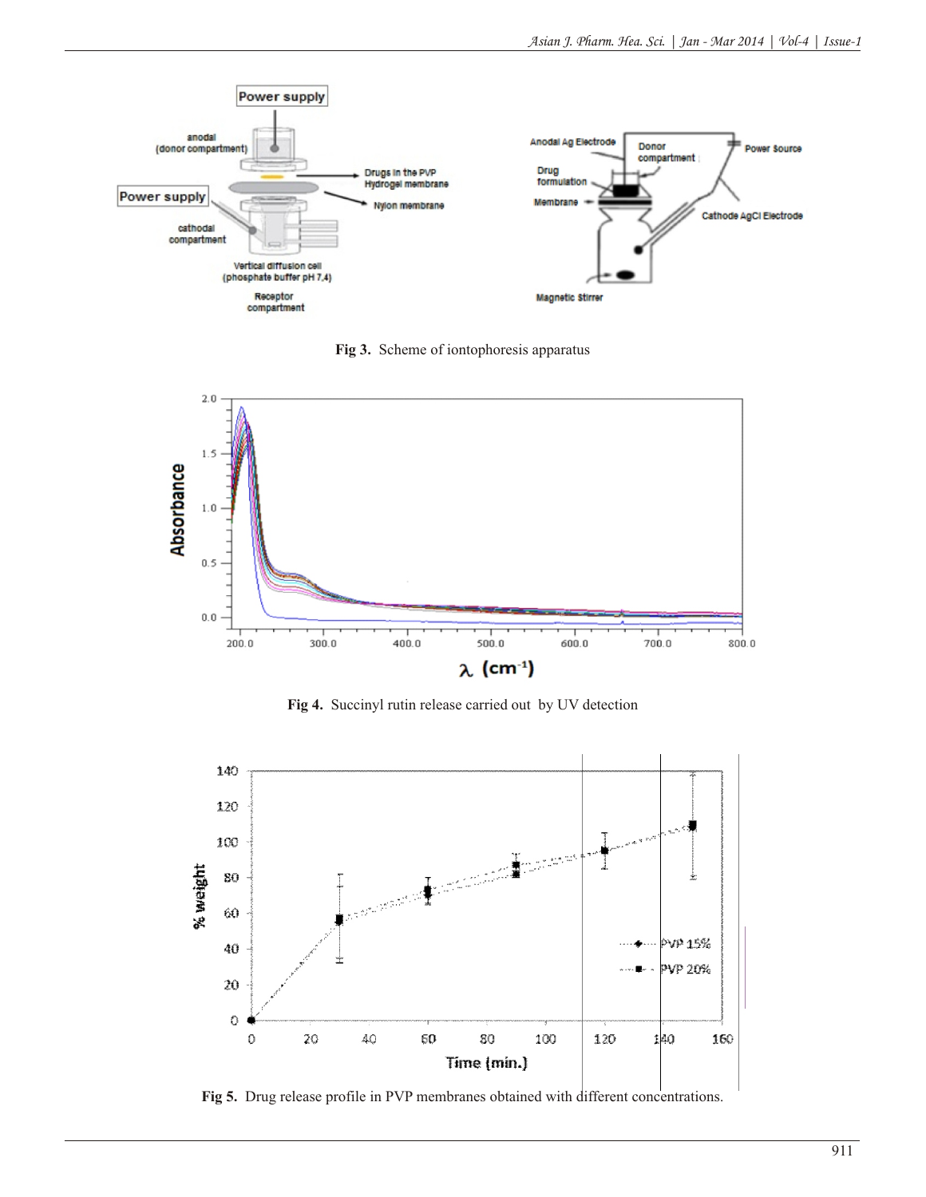Fig 3. Scheme of iontophoresis apparatus

Fig 4. Succinyl rutin release carried out by UV detection

Fig 5. Drug release profile in PVP membranes obtained with different concentrations.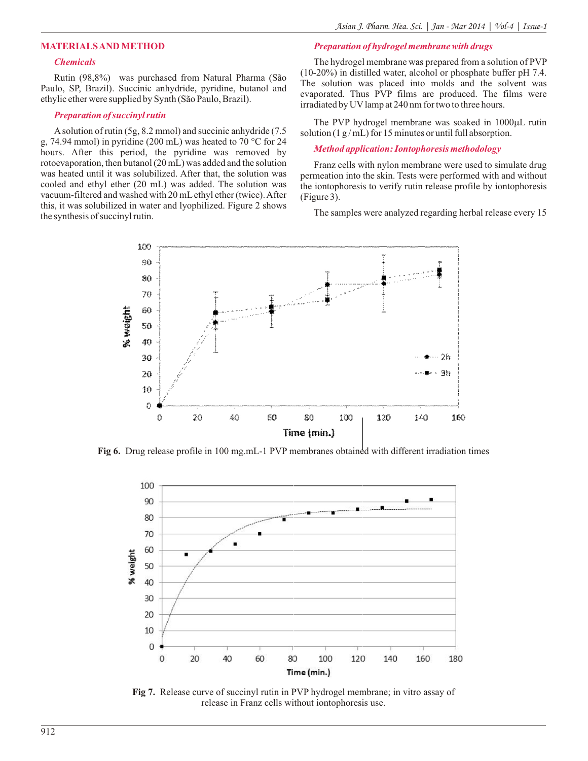## MATERIALS AND METHOD

### *Chemicals*

Rutin (98,8%) was purchased from Natural Pharma (São Paulo, SP, Brazil). Succinic anhydride, pyridine, butanol and ethylic ether were supplied by Synth (São Paulo, Brazil).

### *Preparation of succinyl rutin*

A solution of rutin (5g, 8.2 mmol) and succinic anhydride (7.5 g, 74.94 mmol) in pyridine (200 mL) was heated to 70 °C for 24 hours. After this period, the pyridine was removed by rotoevaporation, then butanol (20 mL) was added and the solution was heated until it was solubilized. After that, the solution was cooled and ethyl ether (20 mL) was added. The solution was vacuum-filtered and washed with 20 mL ethyl ether (twice). After this, it was solubilized in water and lyophilized. Figure 2 shows the synthesis of succinyl rutin.

### *Preparation of hydrogel membrane with drugs*

The hydrogel membrane was prepared from a solution of PVP (10-20%) in distilled water, alcohol or phosphate buffer pH 7.4. The solution was placed into molds and the solvent was evaporated. Thus PVP films are produced. The films were irradiated by UV lamp at 240 nm for two to three hours.

The PVP hydrogel membrane was soaked in 1000μL rutin solution (1 g / mL) for 15 minutes or until full absorption.

### *Method application: Iontophoresis methodology*

Franz cells with nylon membrane were used to simulate drug permeation into the skin. Tests were performed with and without the iontophoresis to verify rutin release profile by iontophoresis (Figure 3).

The samples were analyzed regarding herbal release every 15

**Fig 6.** Drug release profile in 100 mg.mL-1 PVP membranes obtained with different irradiation times

**Fig 7.** Release curve of succinyl rutin in PVP hydrogel membrane; in vitro assay of release in Franz cells without iontophoresis use.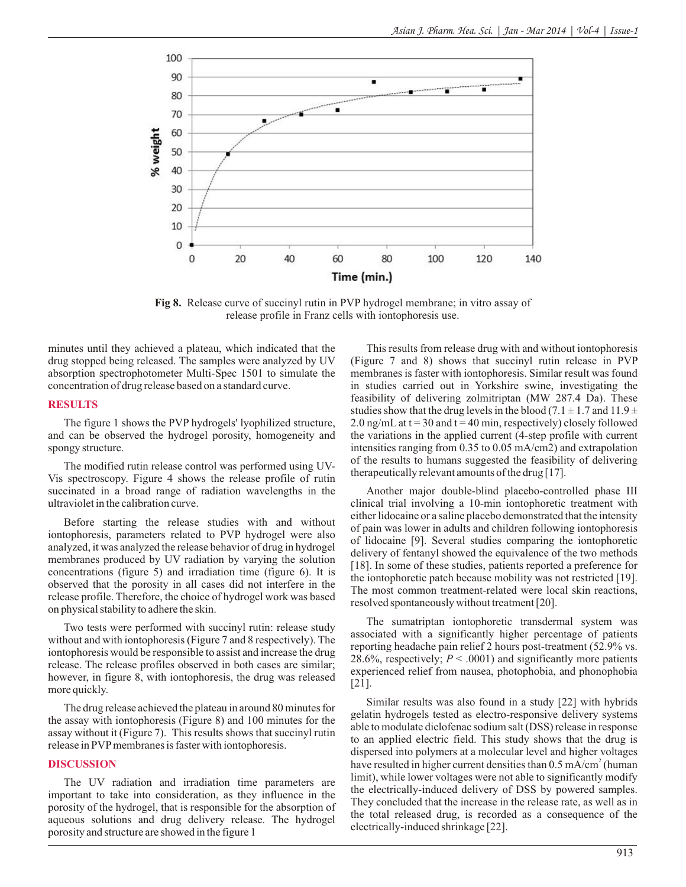Fig 8. Release curve of succinyl rutin in PVP hydrogel membrane; in vitro assay of release profile in Franz cells with iontophoresis use.

minutes until they achieved a plateau, which indicated that the drug stopped being released. The samples were analyzed by UV absorption spectrophotometer Multi-Spec 1501 to simulate the concentration of drug release based on a standard curve.

## RESULTS

The figure 1 shows the PVP hydrogels' lyophilized structure, and can be observed the hydrogel porosity, homogeneity and spongy structure.

The modified rutin release control was performed using UV-Vis spectroscopy. Figure 4 shows the release profile of rutin succinated in a broad range of radiation wavelengths in the ultraviolet in the calibration curve.

Before starting the release studies with and without iontophoresis, parameters related to PVP hydrogel were also analyzed, it was analyzed the release behavior of drug in hydrogel membranes produced by UV radiation by varying the solution concentrations (figure 5) and irradiation time (figure 6). It is observed that the porosity in all cases did not interfere in the release profile. Therefore, the choice of hydrogel work was based on physical stability to adhere the skin.

Two tests were performed with succinyl rutin: release study without and with iontophoresis (Figure 7 and 8 respectively). The iontophoresis would be responsible to assist and increase the drug release. The release profiles observed in both cases are similar; however, in figure 8, with iontophoresis, the drug was released more quickly.

The drug release achieved the plateau in around 80 minutes for the assay with iontophoresis (Figure 8) and 100 minutes for the assay without it (Figure 7). This results shows that succinyl rutin release in PVP membranes is faster with iontophoresis.

## DISCUSSION

The UV radiation and irradiation time parameters are important to take into consideration, as they influence in the porosity of the hydrogel, that is responsible for the absorption of aqueous solutions and drug delivery release. The hydrogel porosity and structure are showed in the figure 1

This results from release drug with and without iontophoresis (Figure 7 and 8) shows that succinyl rutin release in PVP membranes is faster with iontophoresis. Similar result was found in studies carried out in Yorkshire swine, investigating the feasibility of delivering zolmitriptan (MW 287.4 Da). These studies show that the drug levels in the blood (7.1 ± 1.7 and 11.9 ± 2.0 ng/mL at t = 30 and t = 40 min, respectively) closely followed the variations in the applied current (4-step profile with current intensities ranging from 0.35 to 0.05 mA/cm2) and extrapolation of the results to humans suggested the feasibility of delivering therapeutically relevant amounts of the drug [17].

Another major double-blind placebo-controlled phase III clinical trial involving a 10-min iontophoretic treatment with either lidocaine or a saline placebo demonstrated that the intensity of pain was lower in adults and children following iontophoresis of lidocaine [9]. Several studies comparing the iontophoretic delivery of fentanyl showed the equivalence of the two methods [18]. In some of these studies, patients reported a preference for the iontophoretic patch because mobility was not restricted [19]. The most common treatment-related were local skin reactions, resolved spontaneously without treatment [20].

The sumatriptan iontophoretic transdermal system was associated with a significantly higher percentage of patients reporting headache pain relief 2 hours post-treatment (52.9% vs. 28.6%, respectively; $P < .0001$) and significantly more patients experienced relief from nausea, photophobia, and phonophobia [21].

Similar results was also found in a study [22] with hybrids gelatin hydrogels tested as electro-responsive delivery systems able to modulate diclofenac sodium salt (DSS) release in response to an applied electric field. This study shows that the drug is dispersed into polymers at a molecular level and higher voltages have resulted in higher current densities than 0.5 $mA/cm^2$ (human limit), while lower voltages were not able to significantly modify the electrically-induced delivery of DSS by powered samples. They concluded that the increase in the release rate, as well as in the total released drug, is recorded as a consequence of the electrically-induced shrinkage [22].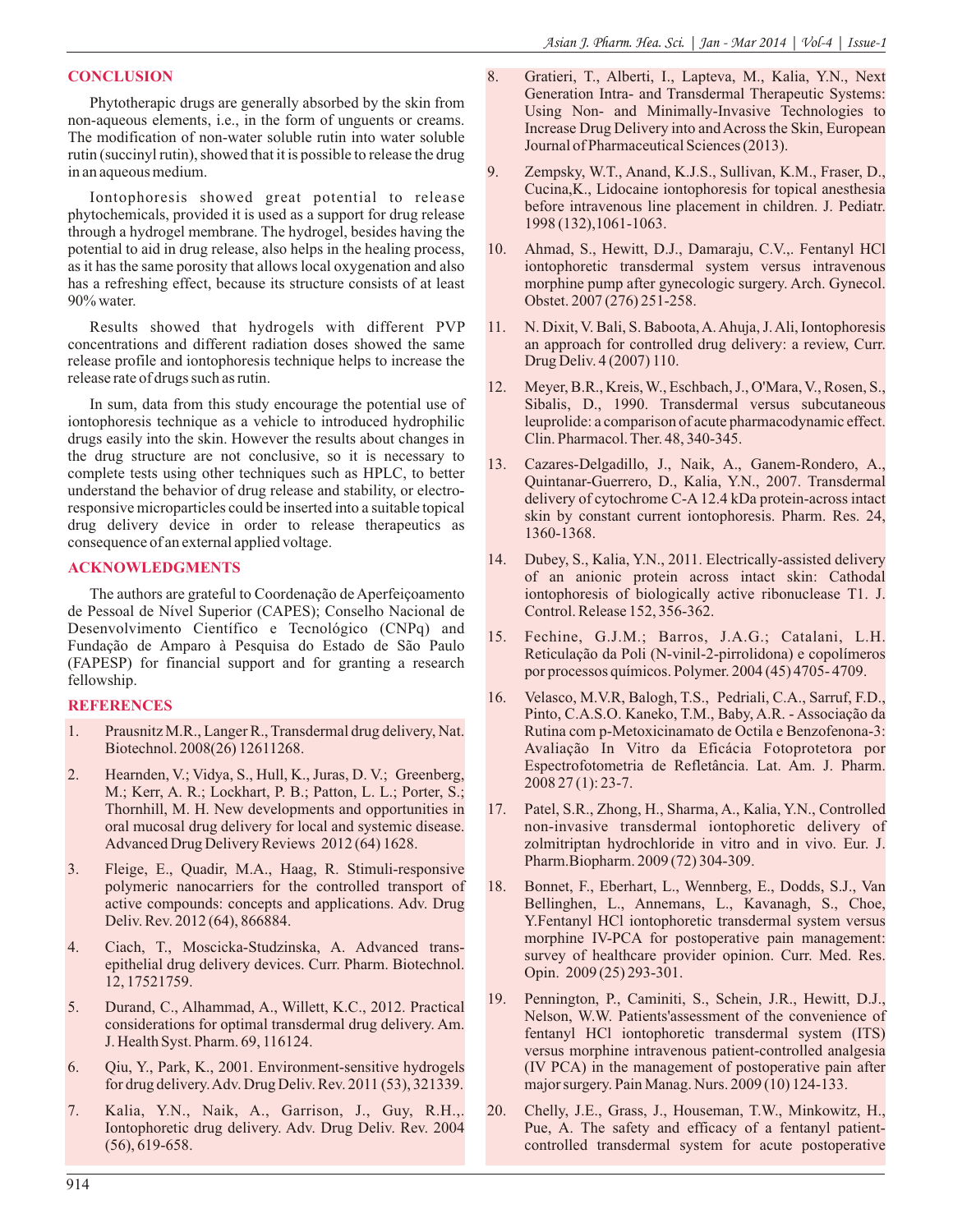## CONCLUSION

Phytotherapic drugs are generally absorbed by the skin from non-aqueous elements, i.e., in the form of unguents or creams. The modification of non-water soluble rutin into water soluble rutin (succinyl rutin), showed that it is possible to release the drug in an aqueous medium.

Iontophoresis showed great potential to release phytochemicals, provided it is used as a support for drug release through a hydrogel membrane. The hydrogel, besides having the potential to aid in drug release, also helps in the healing process, as it has the same porosity that allows local oxygenation and also has a refreshing effect, because its structure consists of at least 90% water.

Results showed that hydrogels with different PVP concentrations and different radiation doses showed the same release profile and iontophoresis technique helps to increase the release rate of drugs such as rutin.

In sum, data from this study encourage the potential use of iontophoresis technique as a vehicle to introduced hydrophilic drugs easily into the skin. However the results about changes in the drug structure are not conclusive, so it is necessary to complete tests using other techniques such as HPLC, to better understand the behavior of drug release and stability, or electro-responsive microparticles could be inserted into a suitable topical drug delivery device in order to release therapeutics as consequence of an external applied voltage.

## ACKNOWLEDGMENTS

The authors are grateful to Coordenação de Aperfeiçoamento de Pessoal de Nível Superior (CAPES); Conselho Nacional de Desenvolvimento Científico e Tecnológico (CNPq) and Fundação de Amparo à Pesquisa do Estado de São Paulo (FAPESP) for financial support and for granting a research fellowship.

## REFERENCES

1. Prausnitz M.R., Langer R., Transdermal drug delivery, Nat. Biotechnol. 2008(26) 12611268.
2. Hearnden, V.; Vidya, S., Hull, K., Juras, D. V.; Greenberg, M.; Kerr, A. R.; Lockhart, P. B.; Patton, L. L.; Porter, S.; Thornhill, M. H. New developments and opportunities in oral mucosal drug delivery for local and systemic disease. Advanced Drug Delivery Reviews 2012 (64) 1628.
3. Fleige, E., Quadir, M.A., Haag, R. Stimuli-responsive polymeric nanocarriers for the controlled transport of active compounds: concepts and applications. Adv. Drug Deliv. Rev. 2012 (64), 866884.
4. Ciach, T., Moscicka-Studzinska, A. Advanced trans-epithelial drug delivery devices. Curr. Pharm. Biotechnol. 12, 17521759.
5. Durand, C., Alhammad, A., Willett, K.C., 2012. Practical considerations for optimal transdermal drug delivery. Am. J. Health Syst. Pharm. 69, 116124.
6. Qiu, Y., Park, K., 2001. Environment-sensitive hydrogels for drug delivery. Adv. Drug Deliv. Rev. 2011 (53), 321339.
7. Kalia, Y.N., Naik, A., Garrison, J., Guy, R.H.,. Iontophoretic drug delivery. Adv. Drug Deliv. Rev. 2004 (56), 619-658.
8. Gratieri, T., Alberti, I., Lapteva, M., Kalia, Y.N., Next Generation Intra- and Transdermal Therapeutic Systems: Using Non- and Minimally-Invasive Technologies to Increase Drug Delivery into and Across the Skin, European Journal of Pharmaceutical Sciences (2013).
9. Zempsky, W.T., Anand, K.J.S., Sullivan, K.M., Fraser, D., Cucina,K., Lidocaine iontophoresis for topical anesthesia before intravenous line placement in children. J. Pediatr. 1998 (132),1061-1063.
10. Ahmad, S., Hewitt, D.J., Damaraju, C.V.,. Fentanyl HCl iontophoretic transdermal system versus intravenous morphine pump after gynecologic surgery. Arch. Gynecol. Obstet. 2007 (276) 251-258.
11. N. Dixit, V. Bali, S. Baboota, A. Ahuja, J. Ali, Iontophoresis an approach for controlled drug delivery: a review, Curr. Drug Deliv. 4 (2007) 110.
12. Meyer, B.R., Kreis, W., Eschbach, J., O'Mara, V., Rosen, S., Sibalis, D., 1990. Transdermal versus subcutaneous leuprolide: a comparison of acute pharmacodynamic effect. Clin. Pharmacol. Ther. 48, 340-345.
13. Cazares-Delgadillo, J., Naik, A., Ganem-Rondero, A., Quintanar-Guerrero, D., Kalia, Y.N., 2007. Transdermal delivery of cytochrome C-A 12.4 kDa protein-across intact skin by constant current iontophoresis. Pharm. Res. 24, 1360-1368.
14. Dubey, S., Kalia, Y.N., 2011. Electrically-assisted delivery of an anionic protein across intact skin: Cathodal iontophoresis of biologically active ribonuclease T1. J. Control. Release 152, 356-362.
15. Fechine, G.J.M.; Barros, J.A.G.; Catalani, L.H. Reticulação da Poli (N-vinil-2-pirrolidona) e copolímeros por processos químicos. Polymer. 2004 (45) 4705- 4709.
16. Velasco, M.V.R, Balogh, T.S., Pedriali, C.A., Sarruf, F.D., Pinto, C.A.S.O. Kaneko, T.M., Baby, A.R. - Associação da Rutina com p-Metoxicinamato de Octila e Benzofenona-3: Avaliação In Vitro da Eficácia Fotoprotetora por Espectrofotometria de Refletância. Lat. Am. J. Pharm. 2008 27 (1): 23-7.
17. Patel, S.R., Zhong, H., Sharma, A., Kalia, Y.N., Controlled non-invasive transdermal iontophoretic delivery of zolmitriptan hydrochloride in vitro and in vivo. Eur. J. Pharm.Biopharm. 2009 (72) 304-309.
18. Bonnet, F., Eberhart, L., Wennberg, E., Dodds, S.J., Van Bellinghen, L., Annemans, L., Kavanagh, S., Choe, Y.Fentanyl HCl iontophoretic transdermal system versus morphine IV-PCA for postoperative pain management: survey of healthcare provider opinion. Curr. Med. Res. Opin. 2009 (25) 293-301.
19. Pennington, P., Caminiti, S., Schein, J.R., Hewitt, D.J., Nelson, W.W. Patients'assessment of the convenience of fentanyl HCl iontophoretic transdermal system (ITS) versus morphine intravenous patient-controlled analgesia (IV PCA) in the management of postoperative pain after major surgery. Pain Manag. Nurs. 2009 (10) 124-133.
20. Chelly, J.E., Grass, J., Houseman, T.W., Minkowitz, H., Pue, A. The safety and efficacy of a fentanyl patient-controlled transdermal system for acute postoperative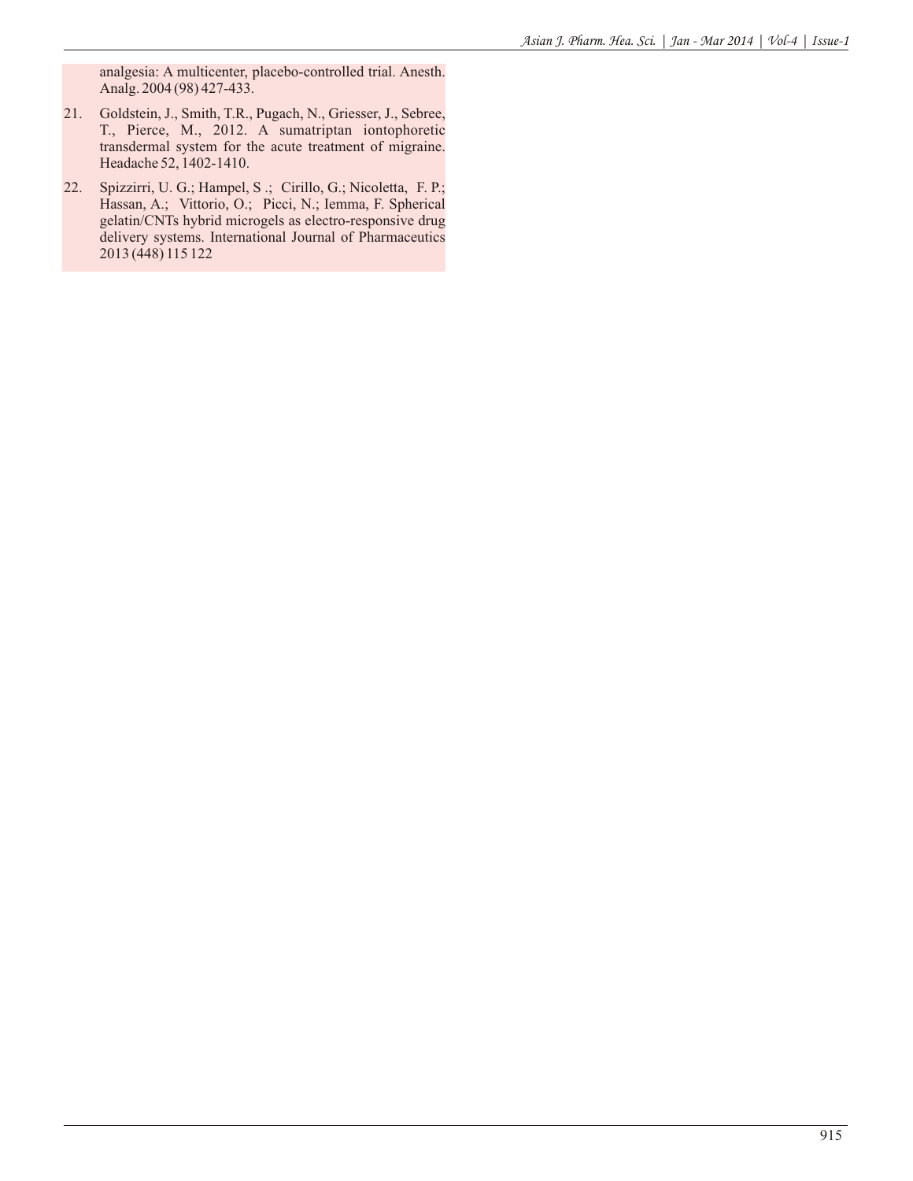analgesia: A multicenter, placebo-controlled trial. Anesth. Analg. 2004 (98) 427-433.

21. Goldstein, J., Smith, T.R., Pugach, N., Griesser, J., Sebree, T., Pierce, M., 2012. A sumatriptan iontophoretic transdermal system for the acute treatment of migraine. Headache 52, 1402-1410.

22. Spizzirri, U. G.; Hampel, S .; Cirillo, G.; Nicoletta, F. P.; Hassan, A.; Vittorio, O.; Picci, N.; Iemma, F. Spherical gelatin/CNTs hybrid microgels as electro-responsive drug delivery systems. International Journal of Pharmaceutics 2013 (448) 115 122